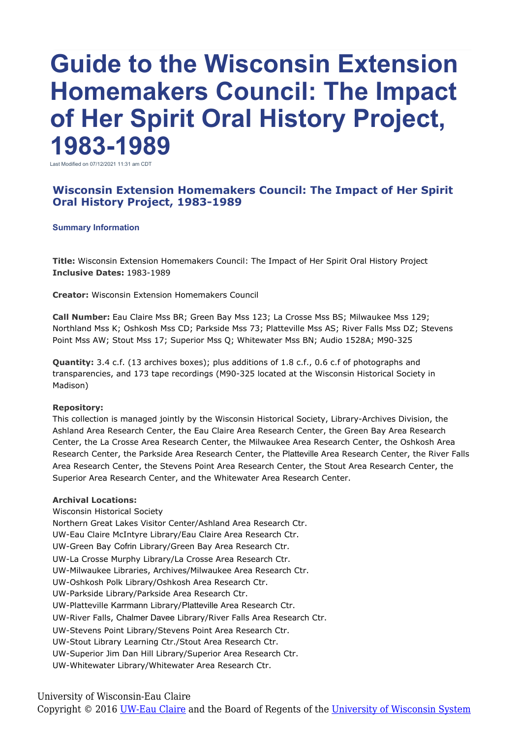# Guide to the Wisconsin Extension Homemakers Council: The Impact of Her Spirit Oral History Project, 1983-1989

Last Modified on 07/12/2021 11:31 am CDT

## Wisconsin Extension Homemakers Council: The Impact of Her Spirit Oral History Project, 1983-1989

### Summary Information

**Title:** Wisconsin Extension Homemakers Council: The Impact of Her Spirit Oral History Project
**Inclusive Dates:** 1983-1989

**Creator:** Wisconsin Extension Homemakers Council

**Call Number:** Eau Claire Mss BR; Green Bay Mss 123; La Crosse Mss BS; Milwaukee Mss 129; Northland Mss K; Oshkosh Mss CD; Parkside Mss 73; Platteville Mss AS; River Falls Mss DZ; Stevens Point Mss AW; Stout Mss 17; Superior Mss Q; Whitewater Mss BN; Audio 1528A; M90-325

**Quantity:** 3.4 c.f. (13 archives boxes); plus additions of 1.8 c.f., 0.6 c.f of photographs and transparencies, and 173 tape recordings (M90-325 located at the Wisconsin Historical Society in Madison)

**Repository:**
This collection is managed jointly by the Wisconsin Historical Society, Library-Archives Division, the Ashland Area Research Center, the Eau Claire Area Research Center, the Green Bay Area Research Center, the La Crosse Area Research Center, the Milwaukee Area Research Center, the Oshkosh Area Research Center, the Parkside Area Research Center, the Platteville Area Research Center, the River Falls Area Research Center, the Stevens Point Area Research Center, the Stout Area Research Center, the Superior Area Research Center, and the Whitewater Area Research Center.

**Archival Locations:**
Wisconsin Historical Society
Northern Great Lakes Visitor Center/Ashland Area Research Ctr.
UW-Eau Claire McIntyre Library/Eau Claire Area Research Ctr.
UW-Green Bay Cofrin Library/Green Bay Area Research Ctr.
UW-La Crosse Murphy Library/La Crosse Area Research Ctr.
UW-Milwaukee Libraries, Archives/Milwaukee Area Research Ctr.
UW-Oshkosh Polk Library/Oshkosh Area Research Ctr.
UW-Parkside Library/Parkside Area Research Ctr.
UW-Platteville Karrmann Library/Platteville Area Research Ctr.
UW-River Falls, Chalmer Davee Library/River Falls Area Research Ctr.
UW-Stevens Point Library/Stevens Point Area Research Ctr.
UW-Stout Library Learning Ctr./Stout Area Research Ctr.
UW-Superior Jim Dan Hill Library/Superior Area Research Ctr.
UW-Whitewater Library/Whitewater Area Research Ctr.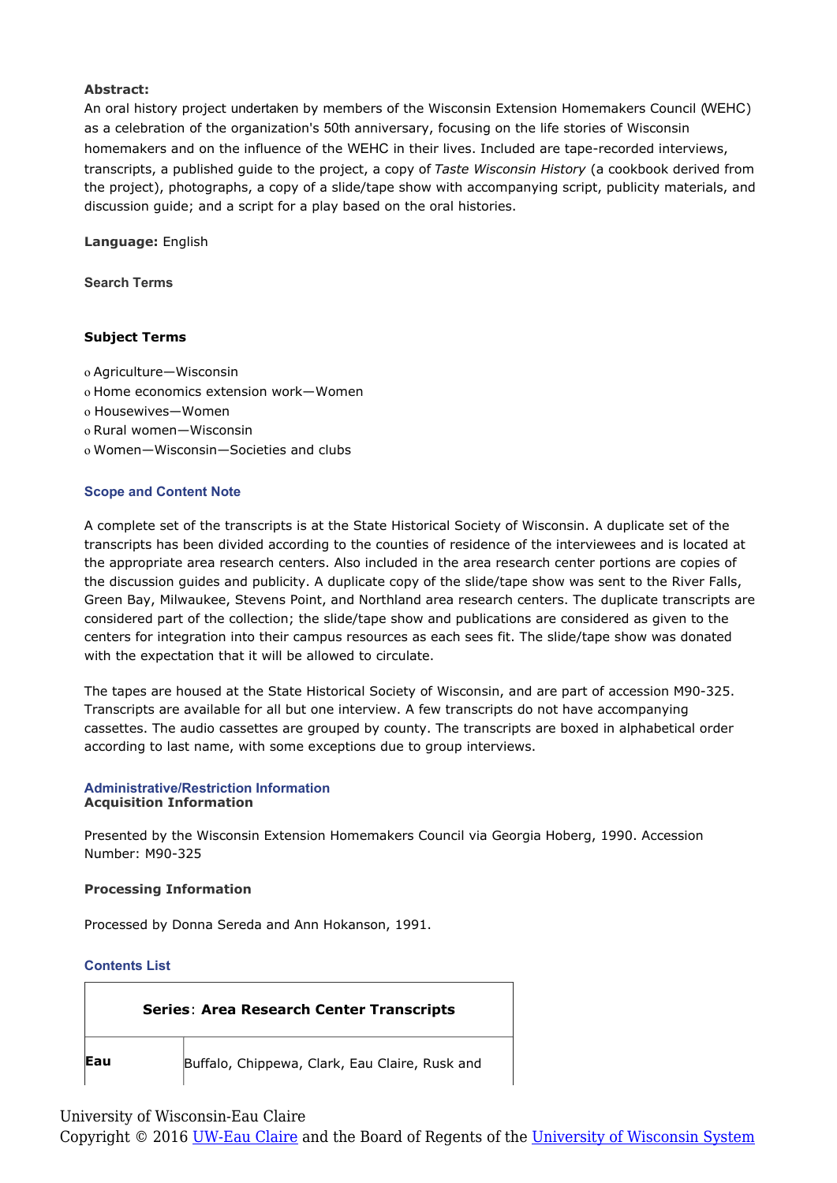**Abstract:**
An oral history project undertaken by members of the Wisconsin Extension Homemakers Council (WEHC) as a celebration of the organization's 50th anniversary, focusing on the life stories of Wisconsin homemakers and on the influence of the WEHC in their lives. Included are tape-recorded interviews, transcripts, a published guide to the project, a copy of *Taste Wisconsin History* (a cookbook derived from the project), photographs, a copy of a slide/tape show with accompanying script, publicity materials, and discussion guide; and a script for a play based on the oral histories.

**Language:** English

**Search Terms**

**Subject Terms**

- Agriculture—Wisconsin
- Home economics extension work—Women
- Housewives—Women
- Rural women—Wisconsin
- Women—Wisconsin—Societies and clubs

### Scope and Content Note

A complete set of the transcripts is at the State Historical Society of Wisconsin. A duplicate set of the transcripts has been divided according to the counties of residence of the interviewees and is located at the appropriate area research centers. Also included in the area research center portions are copies of the discussion guides and publicity. A duplicate copy of the slide/tape show was sent to the River Falls, Green Bay, Milwaukee, Stevens Point, and Northland area research centers. The duplicate transcripts are considered part of the collection; the slide/tape show and publications are considered as given to the centers for integration into their campus resources as each sees fit. The slide/tape show was donated with the expectation that it will be allowed to circulate.

The tapes are housed at the State Historical Society of Wisconsin, and are part of accession M90-325. Transcripts are available for all but one interview. A few transcripts do not have accompanying cassettes. The audio cassettes are grouped by county. The transcripts are boxed in alphabetical order according to last name, with some exceptions due to group interviews.

### Administrative/Restriction Information

**Acquisition Information**

Presented by the Wisconsin Extension Homemakers Council via Georgia Hoberg, 1990. Accession Number: M90-325

**Processing Information**

Processed by Donna Sereda and Ann Hokanson, 1991.

### Contents List

| **Series**: **Area Research Center Transcripts** | |
|---|---|
| **Eau** | Buffalo, Chippewa, Clark, Eau Claire, Rusk and |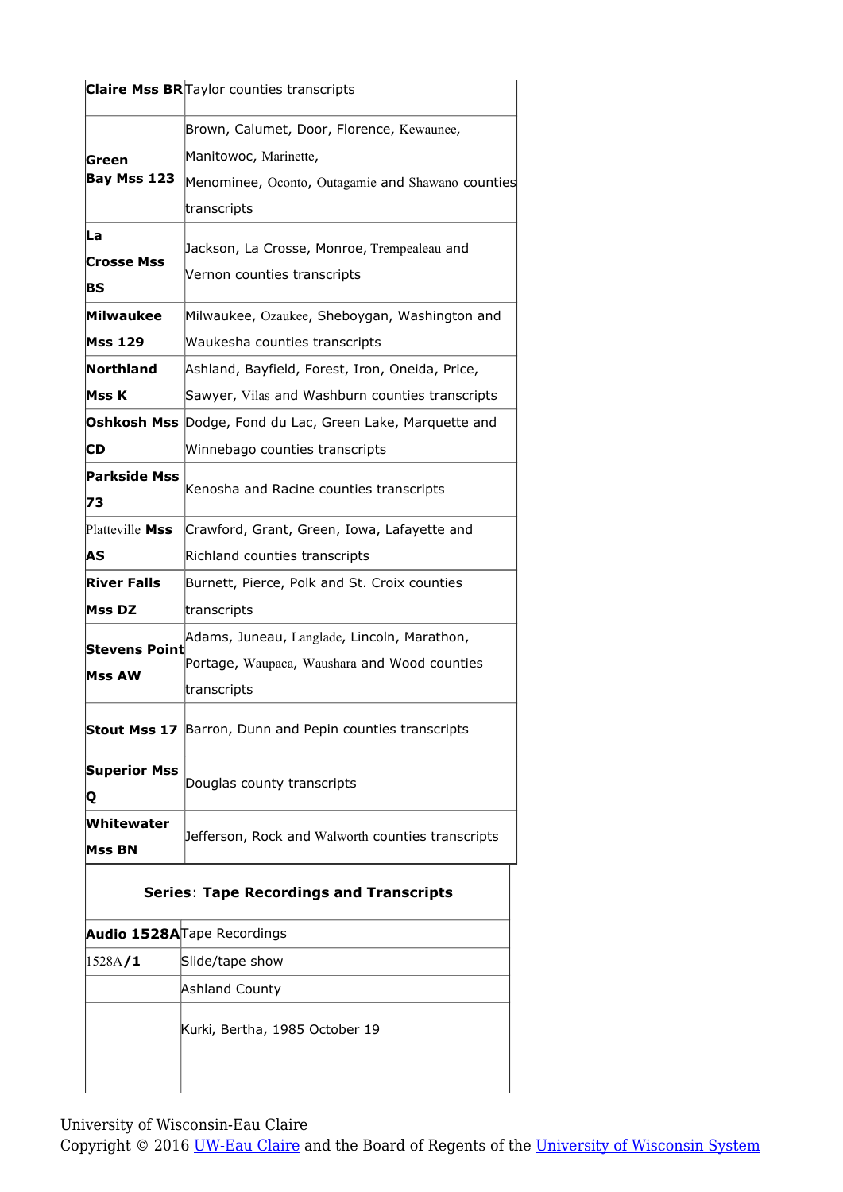| | |
|---|---|
| **Claire Mss BR** | Taylor counties transcripts |
| **Green Bay Mss 123** | Brown, Calumet, Door, Florence, Kewaunee, Manitowoc, Marinette, Menominee, Oconto, Outagamie and Shawano counties transcripts |
| **La Crosse Mss BS** | Jackson, La Crosse, Monroe, Trempealeau and Vernon counties transcripts |
| **Milwaukee Mss 129** | Milwaukee, Ozaukee, Sheboygan, Washington and Waukesha counties transcripts |
| **Northland Mss K** | Ashland, Bayfield, Forest, Iron, Oneida, Price, Sawyer, Vilas and Washburn counties transcripts |
| **Oshkosh Mss CD** | Dodge, Fond du Lac, Green Lake, Marquette and Winnebago counties transcripts |
| **Parkside Mss 73** | Kenosha and Racine counties transcripts |
| Platteville **Mss AS** | Crawford, Grant, Green, Iowa, Lafayette and Richland counties transcripts |
| **River Falls Mss DZ** | Burnett, Pierce, Polk and St. Croix counties transcripts |
| **Stevens Point Mss AW** | Adams, Juneau, Langlade, Lincoln, Marathon, Portage, Waupaca, Waushara and Wood counties transcripts |
| **Stout Mss 17** | Barron, Dunn and Pepin counties transcripts |
| **Superior Mss Q** | Douglas county transcripts |
| **Whitewater Mss BN** | Jefferson, Rock and Walworth counties transcripts |

**Series: Tape Recordings and Transcripts**

| | |
|---|---|
| **Audio 1528A** | Tape Recordings |
| 1528A/**1** | Slide/tape show |
| | Ashland County |
| | Kurki, Bertha, 1985 October 19 |

University of Wisconsin-Eau Claire
Copyright © 2016 UW-Eau Claire and the Board of Regents of the University of Wisconsin System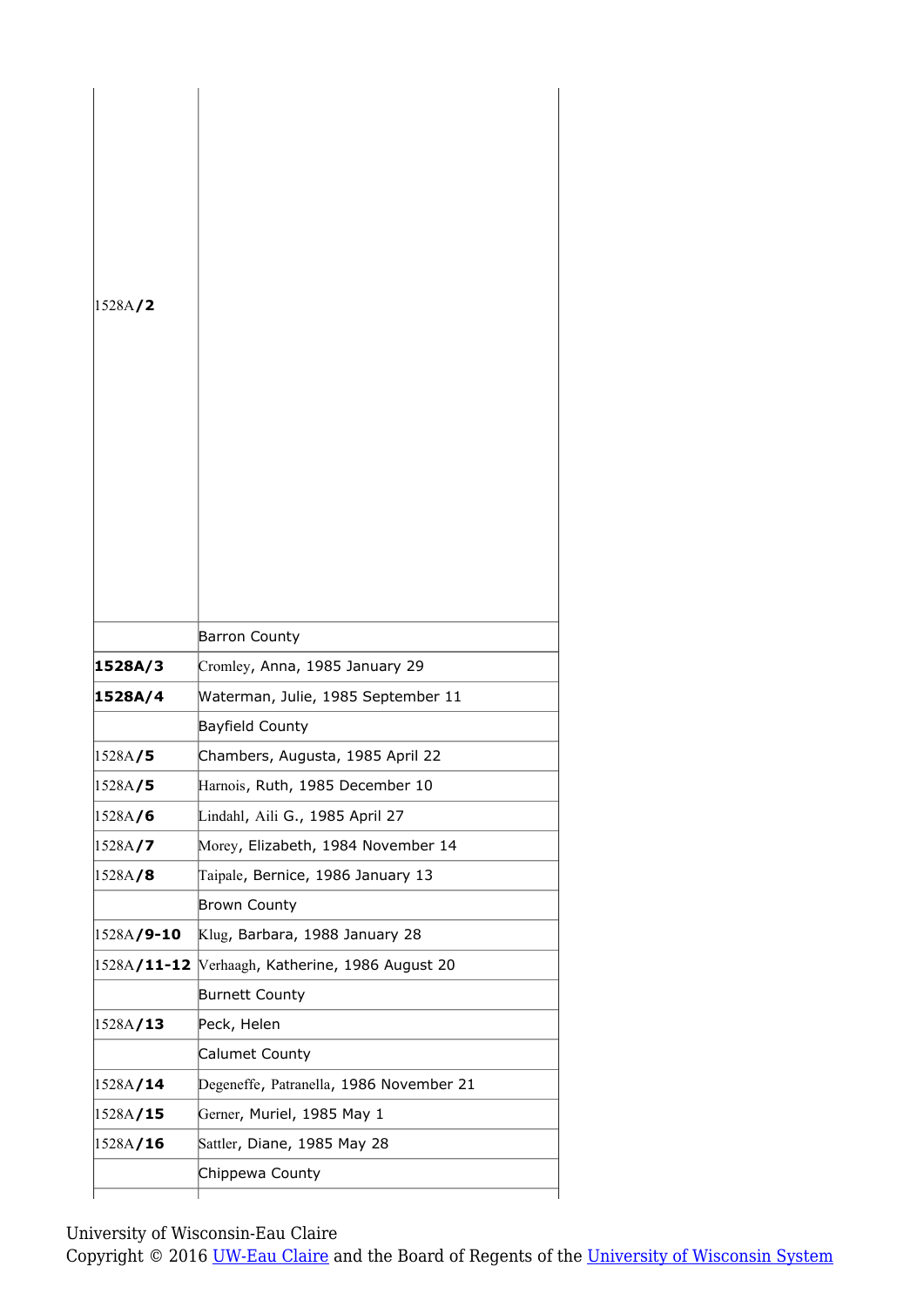| | |
|---|---|
| 1528A/2 | |
| | Barron County |
| **1528A/3** | Cromley, Anna, 1985 January 29 |
| **1528A/4** | Waterman, Julie, 1985 September 11 |
| | Bayfield County |
| 1528A/**5** | Chambers, Augusta, 1985 April 22 |
| 1528A/**5** | Harnois, Ruth, 1985 December 10 |
| 1528A/**6** | Lindahl, Aili G., 1985 April 27 |
| 1528A/**7** | Morey, Elizabeth, 1984 November 14 |
| 1528A/**8** | Taipale, Bernice, 1986 January 13 |
| | Brown County |
| 1528A/**9-10** | Klug, Barbara, 1988 January 28 |
| 1528A/**11-12** | Verhaagh, Katherine, 1986 August 20 |
| | Burnett County |
| 1528A/**13** | Peck, Helen |
| | Calumet County |
| 1528A/**14** | Degeneffe, Patranella, 1986 November 21 |
| 1528A/**15** | Gerner, Muriel, 1985 May 1 |
| 1528A/**16** | Sattler, Diane, 1985 May 28 |
| | Chippewa County |

University of Wisconsin-Eau Claire
Copyright © 2016 UW-Eau Claire and the Board of Regents of the University of Wisconsin System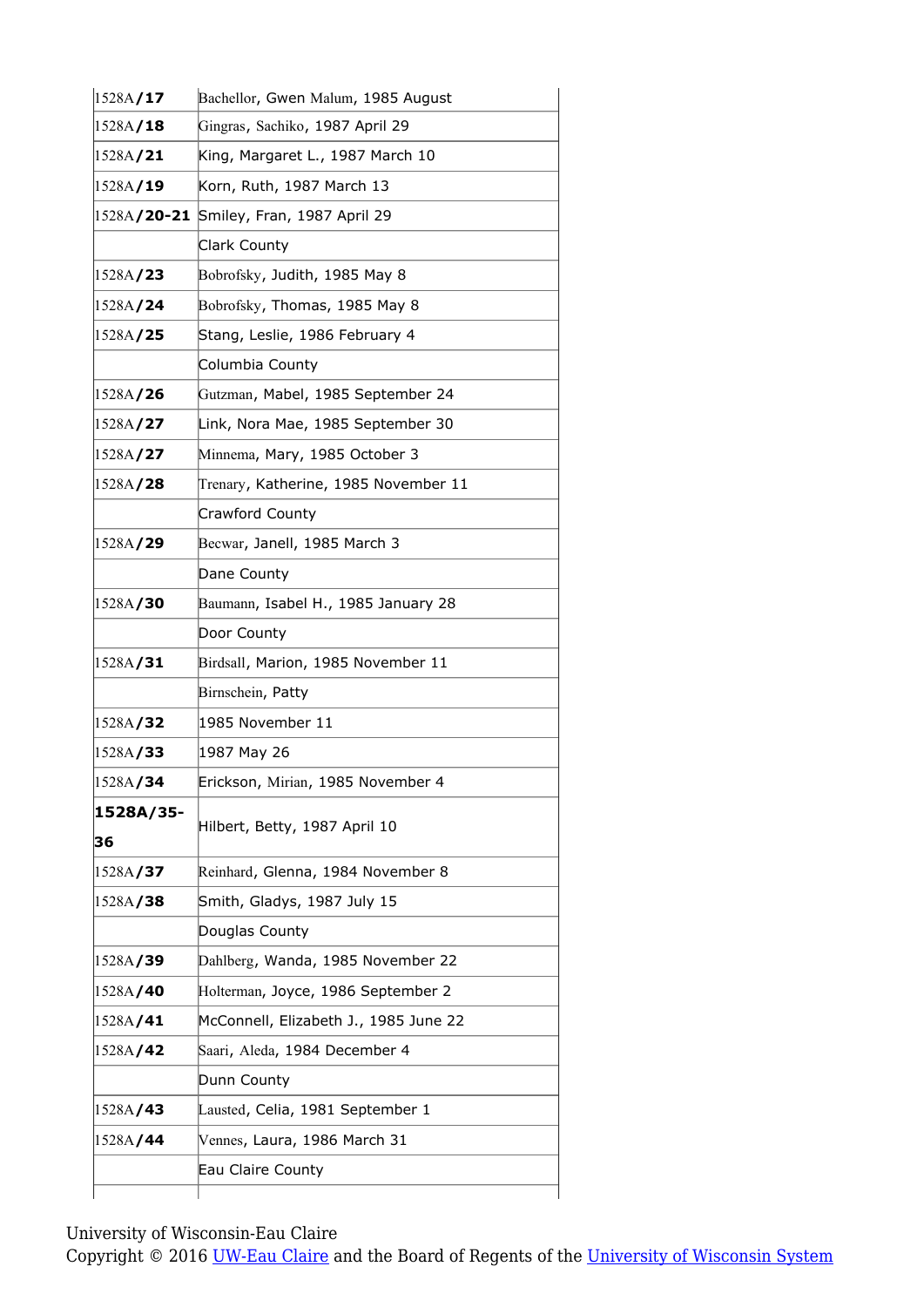| | |
|---|---|
| 1528A/**17** | Bachellor, Gwen Malum, 1985 August |
| 1528A/**18** | Gingras, Sachiko, 1987 April 29 |
| 1528A/**21** | King, Margaret L., 1987 March 10 |
| 1528A/**19** | Korn, Ruth, 1987 March 13 |
| 1528A/**20-21** | Smiley, Fran, 1987 April 29 |
| | Clark County |
| 1528A/**23** | Bobrofsky, Judith, 1985 May 8 |
| 1528A/**24** | Bobrofsky, Thomas, 1985 May 8 |
| 1528A/**25** | Stang, Leslie, 1986 February 4 |
| | Columbia County |
| 1528A/**26** | Gutzman, Mabel, 1985 September 24 |
| 1528A/**27** | Link, Nora Mae, 1985 September 30 |
| 1528A/**27** | Minnema, Mary, 1985 October 3 |
| 1528A/**28** | Trenary, Katherine, 1985 November 11 |
| | Crawford County |
| 1528A/**29** | Becwar, Janell, 1985 March 3 |
| | Dane County |
| 1528A/**30** | Baumann, Isabel H., 1985 January 28 |
| | Door County |
| 1528A/**31** | Birdsall, Marion, 1985 November 11 |
| | Birnschein, Patty |
| 1528A/**32** | 1985 November 11 |
| 1528A/**33** | 1987 May 26 |
| 1528A/**34** | Erickson, Mirian, 1985 November 4 |
| **1528A/35-36** | Hilbert, Betty, 1987 April 10 |
| 1528A/**37** | Reinhard, Glenna, 1984 November 8 |
| 1528A/**38** | Smith, Gladys, 1987 July 15 |
| | Douglas County |
| 1528A/**39** | Dahlberg, Wanda, 1985 November 22 |
| 1528A/**40** | Holterman, Joyce, 1986 September 2 |
| 1528A/**41** | McConnell, Elizabeth J., 1985 June 22 |
| 1528A/**42** | Saari, Aleda, 1984 December 4 |
| | Dunn County |
| 1528A/**43** | Lausted, Celia, 1981 September 1 |
| 1528A/**44** | Vennes, Laura, 1986 March 31 |
| | Eau Claire County |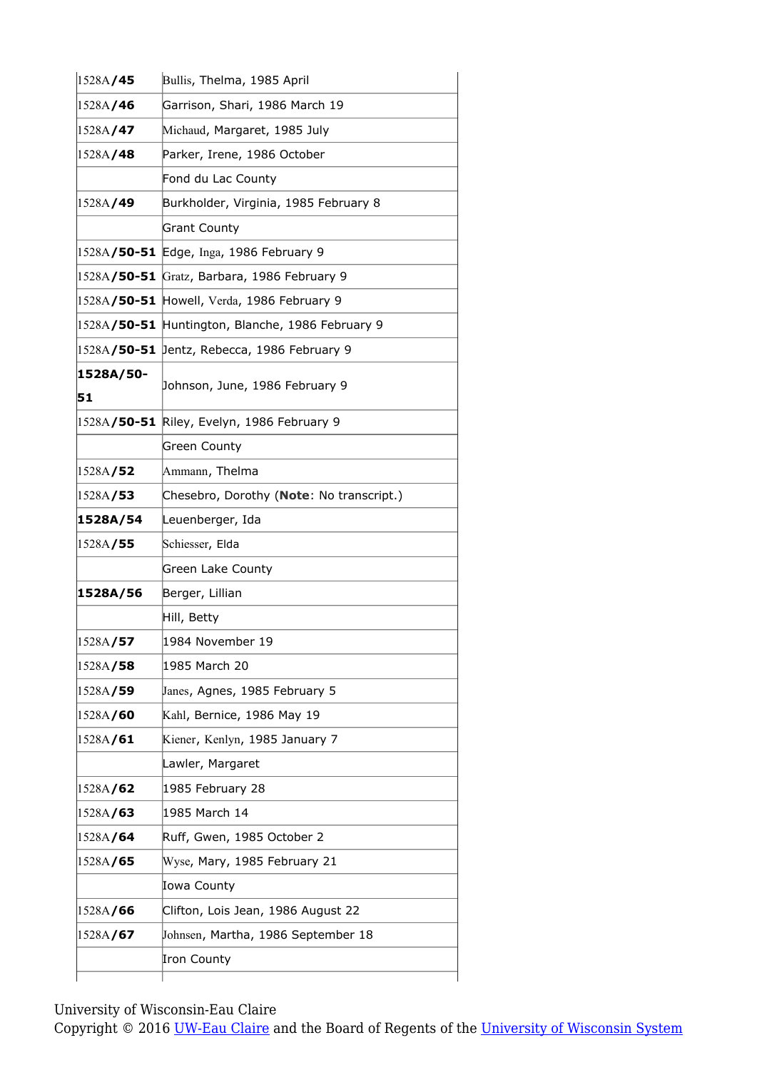| | |
|---|---|
| 1528A/**45** | Bullis, Thelma, 1985 April |
| 1528A/**46** | Garrison, Shari, 1986 March 19 |
| 1528A/**47** | Michaud, Margaret, 1985 July |
| 1528A/**48** | Parker, Irene, 1986 October |
| | Fond du Lac County |
| 1528A/**49** | Burkholder, Virginia, 1985 February 8 |
| | Grant County |
| 1528A/**50-51** | Edge, Inga, 1986 February 9 |
| 1528A/**50-51** | Gratz, Barbara, 1986 February 9 |
| 1528A/**50-51** | Howell, Verda, 1986 February 9 |
| 1528A/**50-51** | Huntington, Blanche, 1986 February 9 |
| 1528A/**50-51** | Jentz, Rebecca, 1986 February 9 |
| **1528A/50-51** | Johnson, June, 1986 February 9 |
| 1528A/**50-51** | Riley, Evelyn, 1986 February 9 |
| | Green County |
| 1528A/**52** | Ammann, Thelma |
| 1528A/**53** | Chesebro, Dorothy (**Note**: No transcript.) |
| **1528A/54** | Leuenberger, Ida |
| 1528A/**55** | Schiesser, Elda |
| | Green Lake County |
| **1528A/56** | Berger, Lillian |
| | Hill, Betty |
| 1528A/**57** | 1984 November 19 |
| 1528A/**58** | 1985 March 20 |
| 1528A/**59** | Janes, Agnes, 1985 February 5 |
| 1528A/**60** | Kahl, Bernice, 1986 May 19 |
| 1528A/**61** | Kiener, Kenlyn, 1985 January 7 |
| | Lawler, Margaret |
| 1528A/**62** | 1985 February 28 |
| 1528A/**63** | 1985 March 14 |
| 1528A/**64** | Ruff, Gwen, 1985 October 2 |
| 1528A/**65** | Wyse, Mary, 1985 February 21 |
| | Iowa County |
| 1528A/**66** | Clifton, Lois Jean, 1986 August 22 |
| 1528A/**67** | Johnsen, Martha, 1986 September 18 |
| | Iron County |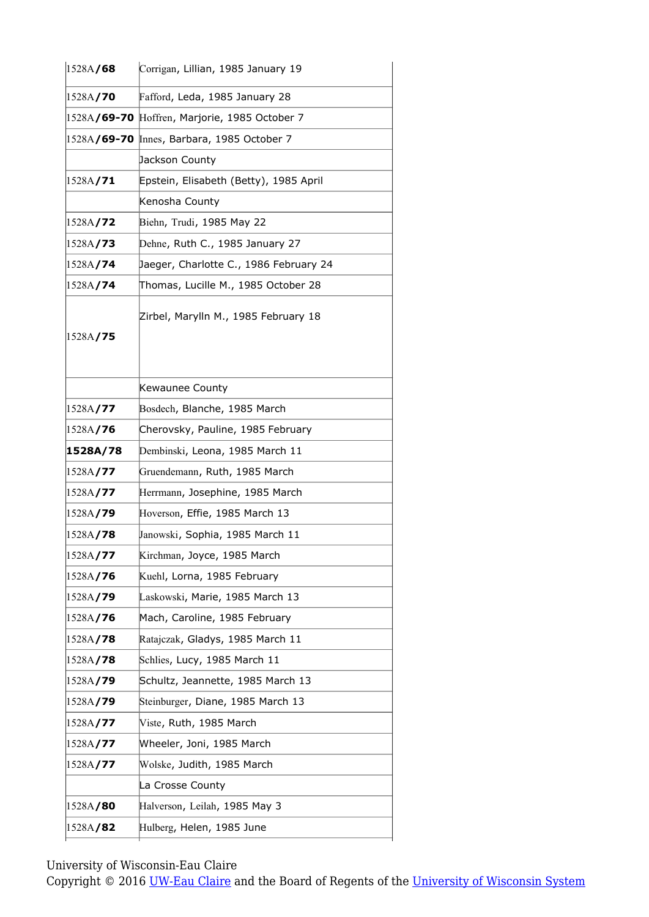| | |
|---|---|
| 1528A/**68** | Corrigan, Lillian, 1985 January 19 |
| 1528A/**70** | Fafford, Leda, 1985 January 28 |
| 1528A/**69-70** | Hoffren, Marjorie, 1985 October 7 |
| 1528A/**69-70** | Innes, Barbara, 1985 October 7 |
| | Jackson County |
| 1528A/**71** | Epstein, Elisabeth (Betty), 1985 April |
| | Kenosha County |
| 1528A/**72** | Biehn, Trudi, 1985 May 22 |
| 1528A/**73** | Dehne, Ruth C., 1985 January 27 |
| 1528A/**74** | Jaeger, Charlotte C., 1986 February 24 |
| 1528A/**74** | Thomas, Lucille M., 1985 October 28 |
| 1528A/**75** | Zirbel, Marylln M., 1985 February 18 |
| | Kewaunee County |
| 1528A/**77** | Bosdech, Blanche, 1985 March |
| 1528A/**76** | Cherovsky, Pauline, 1985 February |
| **1528A/78** | Dembinski, Leona, 1985 March 11 |
| 1528A/**77** | Gruendemann, Ruth, 1985 March |
| 1528A/**77** | Herrmann, Josephine, 1985 March |
| 1528A/**79** | Hoverson, Effie, 1985 March 13 |
| 1528A/**78** | Janowski, Sophia, 1985 March 11 |
| 1528A/**77** | Kirchman, Joyce, 1985 March |
| 1528A/**76** | Kuehl, Lorna, 1985 February |
| 1528A/**79** | Laskowski, Marie, 1985 March 13 |
| 1528A/**76** | Mach, Caroline, 1985 February |
| 1528A/**78** | Ratajczak, Gladys, 1985 March 11 |
| 1528A/**78** | Schlies, Lucy, 1985 March 11 |
| 1528A/**79** | Schultz, Jeannette, 1985 March 13 |
| 1528A/**79** | Steinburger, Diane, 1985 March 13 |
| 1528A/**77** | Viste, Ruth, 1985 March |
| 1528A/**77** | Wheeler, Joni, 1985 March |
| 1528A/**77** | Wolske, Judith, 1985 March |
| | La Crosse County |
| 1528A/**80** | Halverson, Leilah, 1985 May 3 |
| 1528A/**82** | Hulberg, Helen, 1985 June |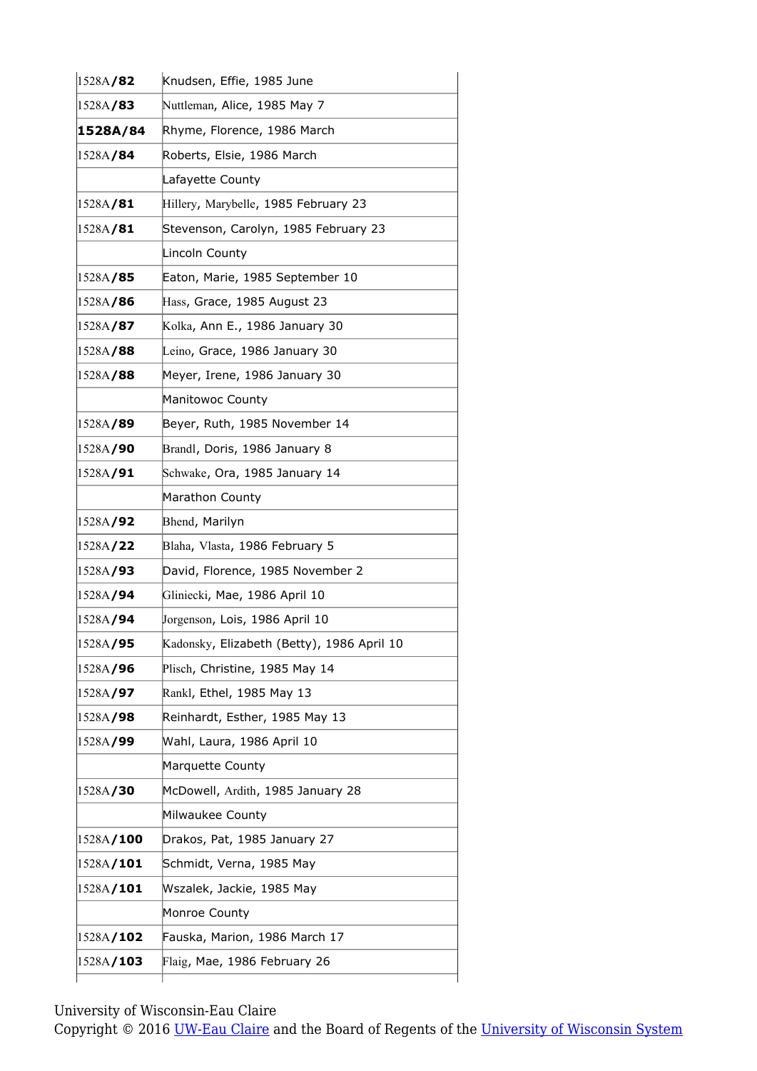| | |
|---|---|
| 1528A/82 | Knudsen, Effie, 1985 June |
| 1528A/83 | Nuttleman, Alice, 1985 May 7 |
| **1528A/84** | Rhyme, Florence, 1986 March |
| 1528A/84 | Roberts, Elsie, 1986 March |
| | Lafayette County |
| 1528A/81 | Hillery, Marybelle, 1985 February 23 |
| 1528A/81 | Stevenson, Carolyn, 1985 February 23 |
| | Lincoln County |
| 1528A/85 | Eaton, Marie, 1985 September 10 |
| 1528A/86 | Hass, Grace, 1985 August 23 |
| 1528A/87 | Kolka, Ann E., 1986 January 30 |
| 1528A/88 | Leino, Grace, 1986 January 30 |
| 1528A/88 | Meyer, Irene, 1986 January 30 |
| | Manitowoc County |
| 1528A/89 | Beyer, Ruth, 1985 November 14 |
| 1528A/90 | Brandl, Doris, 1986 January 8 |
| 1528A/91 | Schwake, Ora, 1985 January 14 |
| | Marathon County |
| 1528A/92 | Bhend, Marilyn |
| 1528A/22 | Blaha, Vlasta, 1986 February 5 |
| 1528A/93 | David, Florence, 1985 November 2 |
| 1528A/94 | Gliniecki, Mae, 1986 April 10 |
| 1528A/94 | Jorgenson, Lois, 1986 April 10 |
| 1528A/95 | Kadonsky, Elizabeth (Betty), 1986 April 10 |
| 1528A/96 | Plisch, Christine, 1985 May 14 |
| 1528A/97 | Rankl, Ethel, 1985 May 13 |
| 1528A/98 | Reinhardt, Esther, 1985 May 13 |
| 1528A/99 | Wahl, Laura, 1986 April 10 |
| | Marquette County |
| 1528A/30 | McDowell, Ardith, 1985 January 28 |
| | Milwaukee County |
| 1528A/100 | Drakos, Pat, 1985 January 27 |
| 1528A/101 | Schmidt, Verna, 1985 May |
| 1528A/101 | Wszalek, Jackie, 1985 May |
| | Monroe County |
| 1528A/102 | Fauska, Marion, 1986 March 17 |
| 1528A/103 | Flaig, Mae, 1986 February 26 |

University of Wisconsin-Eau Claire
Copyright © 2016 UW-Eau Claire and the Board of Regents of the University of Wisconsin System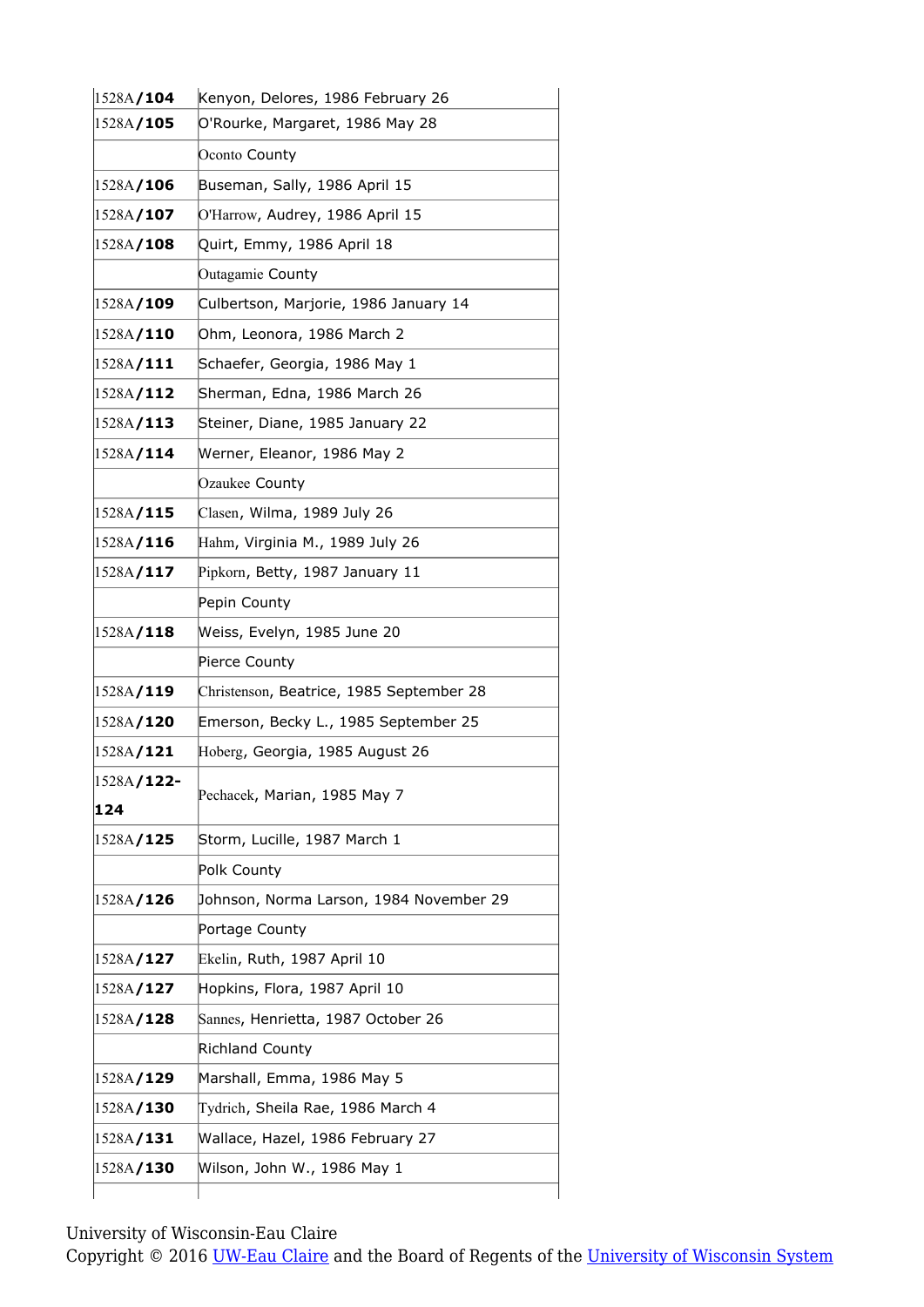| | |
|---|---|
| 1528A/**104** | Kenyon, Delores, 1986 February 26 |
| 1528A/**105** | O'Rourke, Margaret, 1986 May 28 |
| | Oconto County |
| 1528A/**106** | Buseman, Sally, 1986 April 15 |
| 1528A/**107** | O'Harrow, Audrey, 1986 April 15 |
| 1528A/**108** | Quirt, Emmy, 1986 April 18 |
| | Outagamie County |
| 1528A/**109** | Culbertson, Marjorie, 1986 January 14 |
| 1528A/**110** | Ohm, Leonora, 1986 March 2 |
| 1528A/**111** | Schaefer, Georgia, 1986 May 1 |
| 1528A/**112** | Sherman, Edna, 1986 March 26 |
| 1528A/**113** | Steiner, Diane, 1985 January 22 |
| 1528A/**114** | Werner, Eleanor, 1986 May 2 |
| | Ozaukee County |
| 1528A/**115** | Clasen, Wilma, 1989 July 26 |
| 1528A/**116** | Hahm, Virginia M., 1989 July 26 |
| 1528A/**117** | Pipkorn, Betty, 1987 January 11 |
| | Pepin County |
| 1528A/**118** | Weiss, Evelyn, 1985 June 20 |
| | Pierce County |
| 1528A/**119** | Christenson, Beatrice, 1985 September 28 |
| 1528A/**120** | Emerson, Becky L., 1985 September 25 |
| 1528A/**121** | Hoberg, Georgia, 1985 August 26 |
| 1528A/**122-124** | Pechacek, Marian, 1985 May 7 |
| 1528A/**125** | Storm, Lucille, 1987 March 1 |
| | Polk County |
| 1528A/**126** | Johnson, Norma Larson, 1984 November 29 |
| | Portage County |
| 1528A/**127** | Ekelin, Ruth, 1987 April 10 |
| 1528A/**127** | Hopkins, Flora, 1987 April 10 |
| 1528A/**128** | Sannes, Henrietta, 1987 October 26 |
| | Richland County |
| 1528A/**129** | Marshall, Emma, 1986 May 5 |
| 1528A/**130** | Tydrich, Sheila Rae, 1986 March 4 |
| 1528A/**131** | Wallace, Hazel, 1986 February 27 |
| 1528A/**130** | Wilson, John W., 1986 May 1 |

University of Wisconsin-Eau Claire
Copyright © 2016 UW-Eau Claire and the Board of Regents of the University of Wisconsin System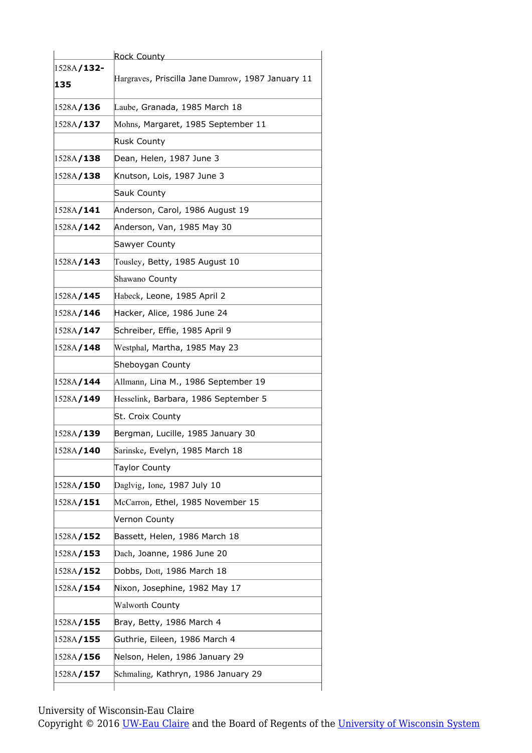| | |
|---|---|
| | Rock County |
| 1528A/**132-135** | Hargraves, Priscilla Jane Damrow, 1987 January 11 |
| 1528A/**136** | Laube, Granada, 1985 March 18 |
| 1528A/**137** | Mohns, Margaret, 1985 September 11 |
| | Rusk County |
| 1528A/**138** | Dean, Helen, 1987 June 3 |
| 1528A/**138** | Knutson, Lois, 1987 June 3 |
| | Sauk County |
| 1528A/**141** | Anderson, Carol, 1986 August 19 |
| 1528A/**142** | Anderson, Van, 1985 May 30 |
| | Sawyer County |
| 1528A/**143** | Tousley, Betty, 1985 August 10 |
| | Shawano County |
| 1528A/**145** | Habeck, Leone, 1985 April 2 |
| 1528A/**146** | Hacker, Alice, 1986 June 24 |
| 1528A/**147** | Schreiber, Effie, 1985 April 9 |
| 1528A/**148** | Westphal, Martha, 1985 May 23 |
| | Sheboygan County |
| 1528A/**144** | Allmann, Lina M., 1986 September 19 |
| 1528A/**149** | Hesselink, Barbara, 1986 September 5 |
| | St. Croix County |
| 1528A/**139** | Bergman, Lucille, 1985 January 30 |
| 1528A/**140** | Sarinske, Evelyn, 1985 March 18 |
| | Taylor County |
| 1528A/**150** | Daglvig, Ione, 1987 July 10 |
| 1528A/**151** | McCarron, Ethel, 1985 November 15 |
| | Vernon County |
| 1528A/**152** | Bassett, Helen, 1986 March 18 |
| 1528A/**153** | Dach, Joanne, 1986 June 20 |
| 1528A/**152** | Dobbs, Dott, 1986 March 18 |
| 1528A/**154** | Nixon, Josephine, 1982 May 17 |
| | Walworth County |
| 1528A/**155** | Bray, Betty, 1986 March 4 |
| 1528A/**155** | Guthrie, Eileen, 1986 March 4 |
| 1528A/**156** | Nelson, Helen, 1986 January 29 |
| 1528A/**157** | Schmaling, Kathryn, 1986 January 29 |

University of Wisconsin-Eau Claire
Copyright © 2016 UW-Eau Claire and the Board of Regents of the University of Wisconsin System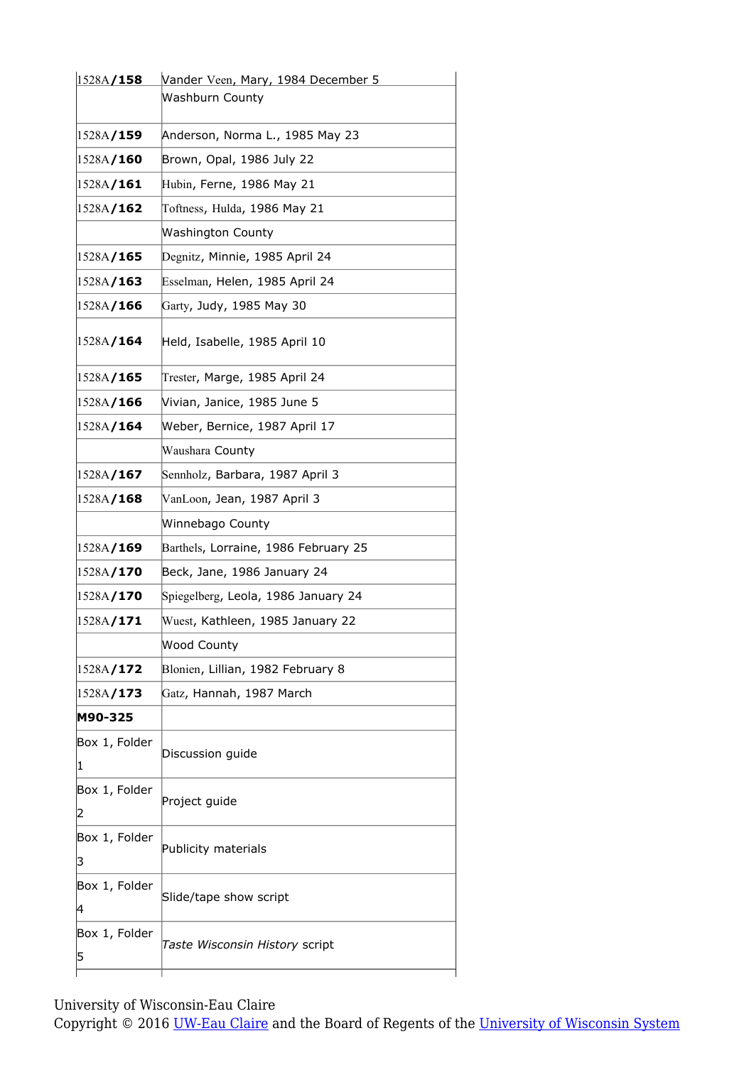| | |
|---|---|
| 1528A/**158** | Vander Veen, Mary, 1984 December 5 |
| | Washburn County |
| 1528A/**159** | Anderson, Norma L., 1985 May 23 |
| 1528A/**160** | Brown, Opal, 1986 July 22 |
| 1528A/**161** | Hubin, Ferne, 1986 May 21 |
| 1528A/**162** | Toftness, Hulda, 1986 May 21 |
| | Washington County |
| 1528A/**165** | Degnitz, Minnie, 1985 April 24 |
| 1528A/**163** | Esselman, Helen, 1985 April 24 |
| 1528A/**166** | Garty, Judy, 1985 May 30 |
| 1528A/**164** | Held, Isabelle, 1985 April 10 |
| 1528A/**165** | Trester, Marge, 1985 April 24 |
| 1528A/**166** | Vivian, Janice, 1985 June 5 |
| 1528A/**164** | Weber, Bernice, 1987 April 17 |
| | Waushara County |
| 1528A/**167** | Sennholz, Barbara, 1987 April 3 |
| 1528A/**168** | VanLoon, Jean, 1987 April 3 |
| | Winnebago County |
| 1528A/**169** | Barthels, Lorraine, 1986 February 25 |
| 1528A/**170** | Beck, Jane, 1986 January 24 |
| 1528A/**170** | Spiegelberg, Leola, 1986 January 24 |
| 1528A/**171** | Wuest, Kathleen, 1985 January 22 |
| | Wood County |
| 1528A/**172** | Blonien, Lillian, 1982 February 8 |
| 1528A/**173** | Gatz, Hannah, 1987 March |
| **M90-325** | |
| Box 1, Folder 1 | Discussion guide |
| Box 1, Folder 2 | Project guide |
| Box 1, Folder 3 | Publicity materials |
| Box 1, Folder 4 | Slide/tape show script |
| Box 1, Folder 5 | *Taste Wisconsin History* script |

University of Wisconsin-Eau Claire
Copyright © 2016 UW-Eau Claire and the Board of Regents of the University of Wisconsin System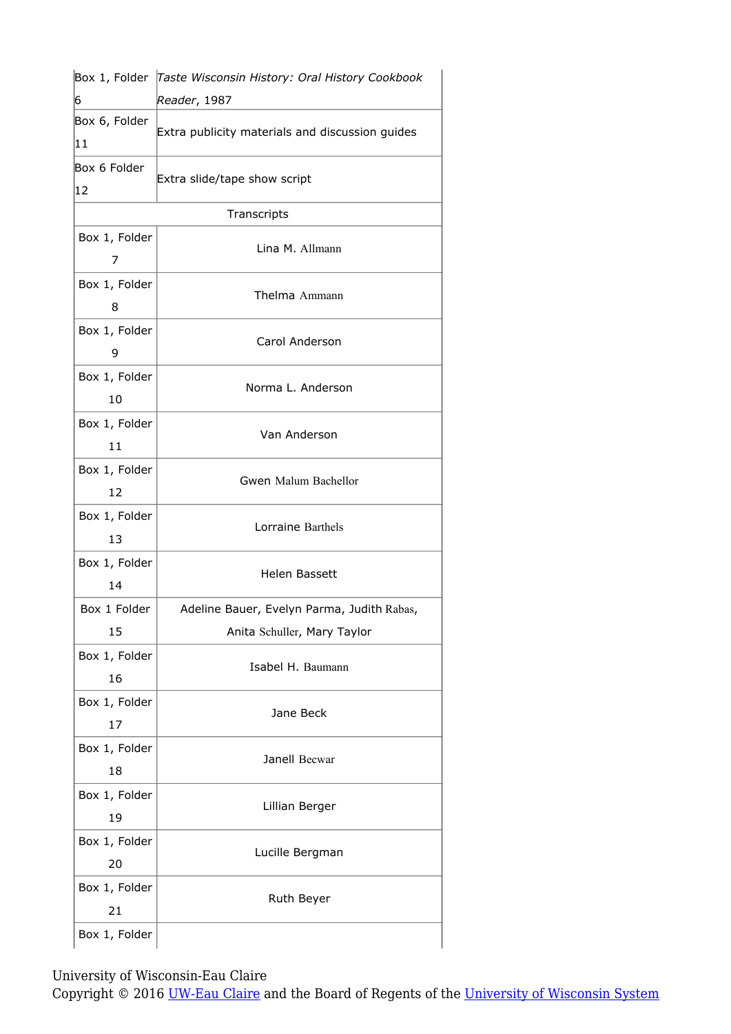| Box 1, Folder 6 | *Taste Wisconsin History: Oral History Cookbook Reader*, 1987 |
| --- | --- |
| Box 6, Folder 11 | Extra publicity materials and discussion guides |
| Box 6 Folder 12 | Extra slide/tape show script |
| Transcripts | |
| Box 1, Folder 7 | Lina M. Allmann |
| Box 1, Folder 8 | Thelma Ammann |
| Box 1, Folder 9 | Carol Anderson |
| Box 1, Folder 10 | Norma L. Anderson |
| Box 1, Folder 11 | Van Anderson |
| Box 1, Folder 12 | Gwen Malum Bachellor |
| Box 1, Folder 13 | Lorraine Barthels |
| Box 1, Folder 14 | Helen Bassett |
| Box 1 Folder 15 | Adeline Bauer, Evelyn Parma, Judith Rabas, Anita Schuller, Mary Taylor |
| Box 1, Folder 16 | Isabel H. Baumann |
| Box 1, Folder 17 | Jane Beck |
| Box 1, Folder 18 | Janell Becwar |
| Box 1, Folder 19 | Lillian Berger |
| Box 1, Folder 20 | Lucille Bergman |
| Box 1, Folder 21 | Ruth Beyer |
| Box 1, Folder | |

University of Wisconsin-Eau Claire
Copyright © 2016 UW-Eau Claire and the Board of Regents of the University of Wisconsin System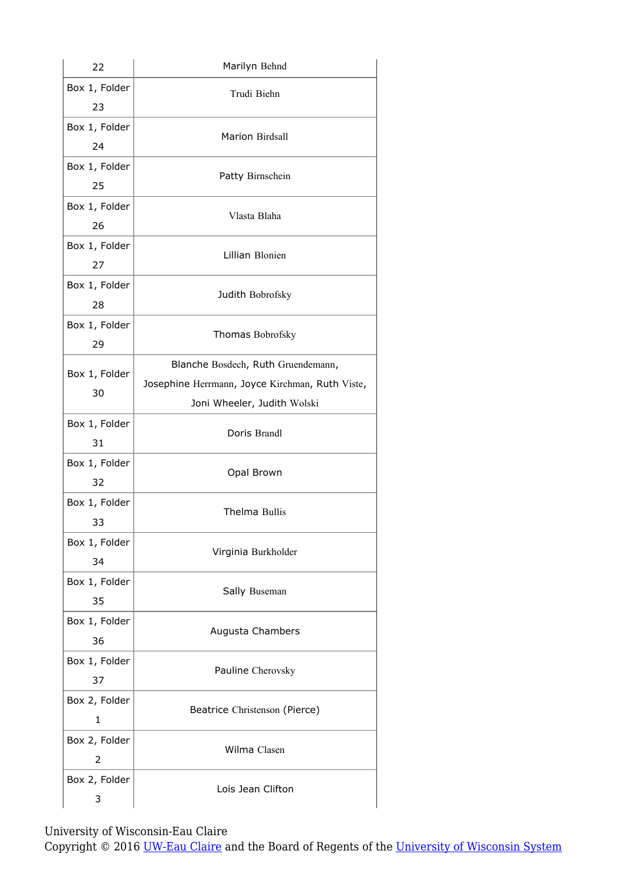| | |
|---|---|
| 22 | Marilyn Behnd |
| Box 1, Folder 23 | Trudi Biehn |
| Box 1, Folder 24 | Marion Birdsall |
| Box 1, Folder 25 | Patty Birnschein |
| Box 1, Folder 26 | Vlasta Blaha |
| Box 1, Folder 27 | Lillian Blonien |
| Box 1, Folder 28 | Judith Bobrofsky |
| Box 1, Folder 29 | Thomas Bobrofsky |
| Box 1, Folder 30 | Blanche Bosdech, Ruth Gruendemann, Josephine Herrmann, Joyce Kirchman, Ruth Viste, Joni Wheeler, Judith Wolski |
| Box 1, Folder 31 | Doris Brandl |
| Box 1, Folder 32 | Opal Brown |
| Box 1, Folder 33 | Thelma Bullis |
| Box 1, Folder 34 | Virginia Burkholder |
| Box 1, Folder 35 | Sally Buseman |
| Box 1, Folder 36 | Augusta Chambers |
| Box 1, Folder 37 | Pauline Cherovsky |
| Box 2, Folder 1 | Beatrice Christenson (Pierce) |
| Box 2, Folder 2 | Wilma Clasen |
| Box 2, Folder 3 | Lois Jean Clifton |

University of Wisconsin-Eau Claire
Copyright © 2016 UW-Eau Claire and the Board of Regents of the University of Wisconsin System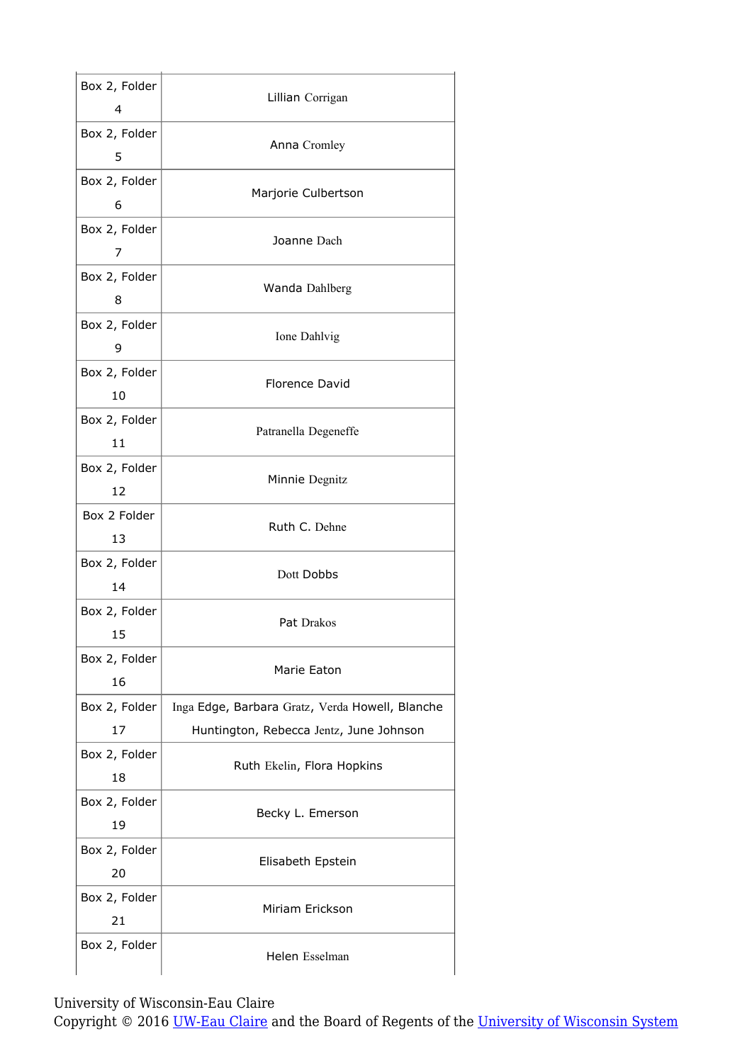| | |
|---|---|
| Box 2, Folder 4 | Lillian Corrigan |
| Box 2, Folder 5 | Anna Cromley |
| Box 2, Folder 6 | Marjorie Culbertson |
| Box 2, Folder 7 | Joanne Dach |
| Box 2, Folder 8 | Wanda Dahlberg |
| Box 2, Folder 9 | Ione Dahlvig |
| Box 2, Folder 10 | Florence David |
| Box 2, Folder 11 | Patranella Degeneffe |
| Box 2, Folder 12 | Minnie Degnitz |
| Box 2 Folder 13 | Ruth C. Dehne |
| Box 2, Folder 14 | Dott Dobbs |
| Box 2, Folder 15 | Pat Drakos |
| Box 2, Folder 16 | Marie Eaton |
| Box 2, Folder 17 | Inga Edge, Barbara Gratz, Verda Howell, Blanche Huntington, Rebecca Jentz, June Johnson |
| Box 2, Folder 18 | Ruth Ekelin, Flora Hopkins |
| Box 2, Folder 19 | Becky L. Emerson |
| Box 2, Folder 20 | Elisabeth Epstein |
| Box 2, Folder 21 | Miriam Erickson |
| Box 2, Folder | Helen Esselman |

University of Wisconsin-Eau Claire
Copyright © 2016 UW-Eau Claire and the Board of Regents of the University of Wisconsin System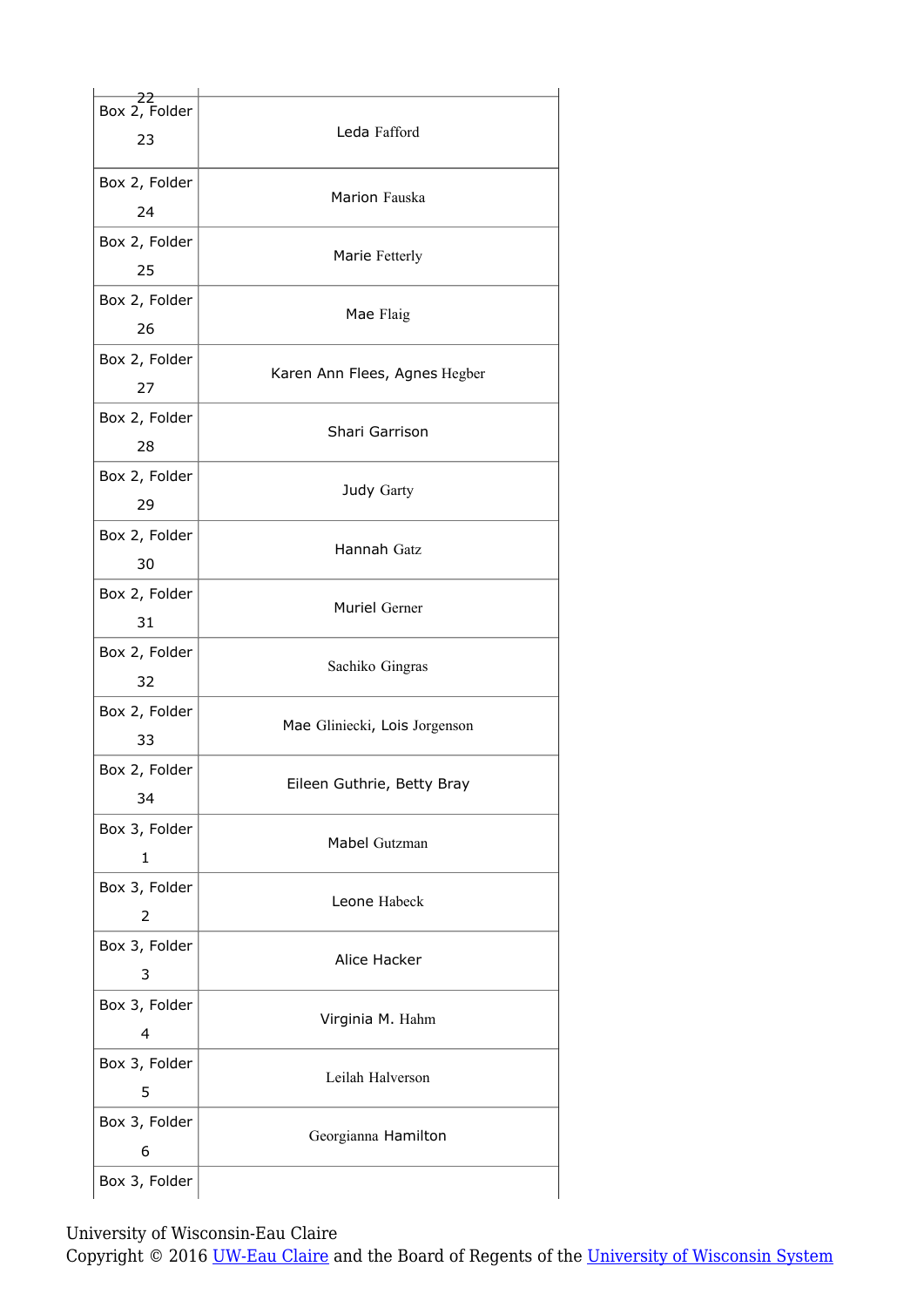| | |
|---|---|
| Box 2, Folder 22 | |
| Box 2, Folder 23 | Leda Fafford |
| Box 2, Folder 24 | Marion Fauska |
| Box 2, Folder 25 | Marie Fetterly |
| Box 2, Folder 26 | Mae Flaig |
| Box 2, Folder 27 | Karen Ann Flees, Agnes Hegber |
| Box 2, Folder 28 | Shari Garrison |
| Box 2, Folder 29 | Judy Garty |
| Box 2, Folder 30 | Hannah Gatz |
| Box 2, Folder 31 | Muriel Gerner |
| Box 2, Folder 32 | Sachiko Gingras |
| Box 2, Folder 33 | Mae Gliniecki, Lois Jorgenson |
| Box 2, Folder 34 | Eileen Guthrie, Betty Bray |
| Box 3, Folder 1 | Mabel Gutzman |
| Box 3, Folder 2 | Leone Habeck |
| Box 3, Folder 3 | Alice Hacker |
| Box 3, Folder 4 | Virginia M. Hahm |
| Box 3, Folder 5 | Leilah Halverson |
| Box 3, Folder 6 | Georgianna Hamilton |
| Box 3, Folder | |

University of Wisconsin-Eau Claire
Copyright © 2016 UW-Eau Claire and the Board of Regents of the University of Wisconsin System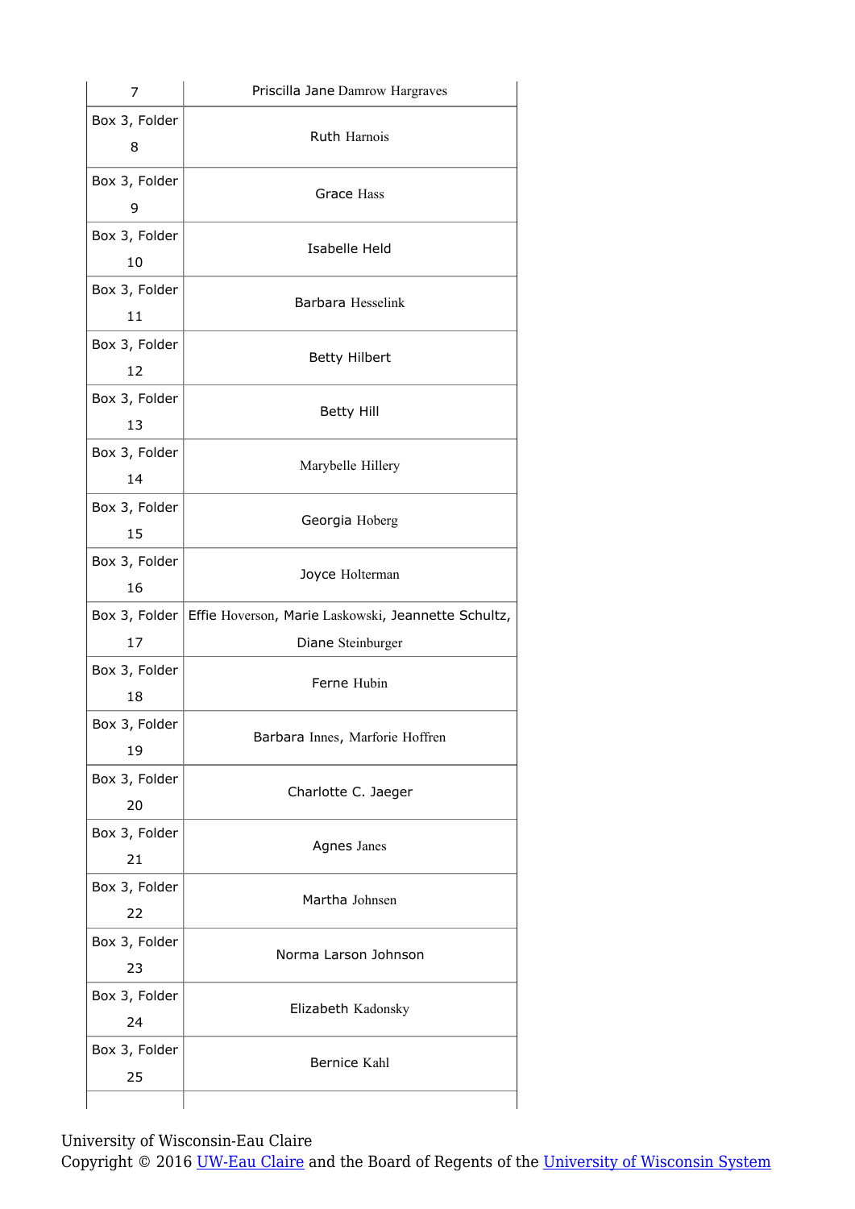| | |
|---|---|
| 7 | Priscilla Jane Damrow Hargraves |
| Box 3, Folder 8 | Ruth Harnois |
| Box 3, Folder 9 | Grace Hass |
| Box 3, Folder 10 | Isabelle Held |
| Box 3, Folder 11 | Barbara Hesselink |
| Box 3, Folder 12 | Betty Hilbert |
| Box 3, Folder 13 | Betty Hill |
| Box 3, Folder 14 | Marybelle Hillery |
| Box 3, Folder 15 | Georgia Hoberg |
| Box 3, Folder 16 | Joyce Holterman |
| Box 3, Folder 17 | Effie Hoverson, Marie Laskowski, Jeannette Schultz, Diane Steinburger |
| Box 3, Folder 18 | Ferne Hubin |
| Box 3, Folder 19 | Barbara Innes, Marforie Hoffren |
| Box 3, Folder 20 | Charlotte C. Jaeger |
| Box 3, Folder 21 | Agnes Janes |
| Box 3, Folder 22 | Martha Johnsen |
| Box 3, Folder 23 | Norma Larson Johnson |
| Box 3, Folder 24 | Elizabeth Kadonsky |
| Box 3, Folder 25 | Bernice Kahl |

University of Wisconsin-Eau Claire
Copyright © 2016 UW-Eau Claire and the Board of Regents of the University of Wisconsin System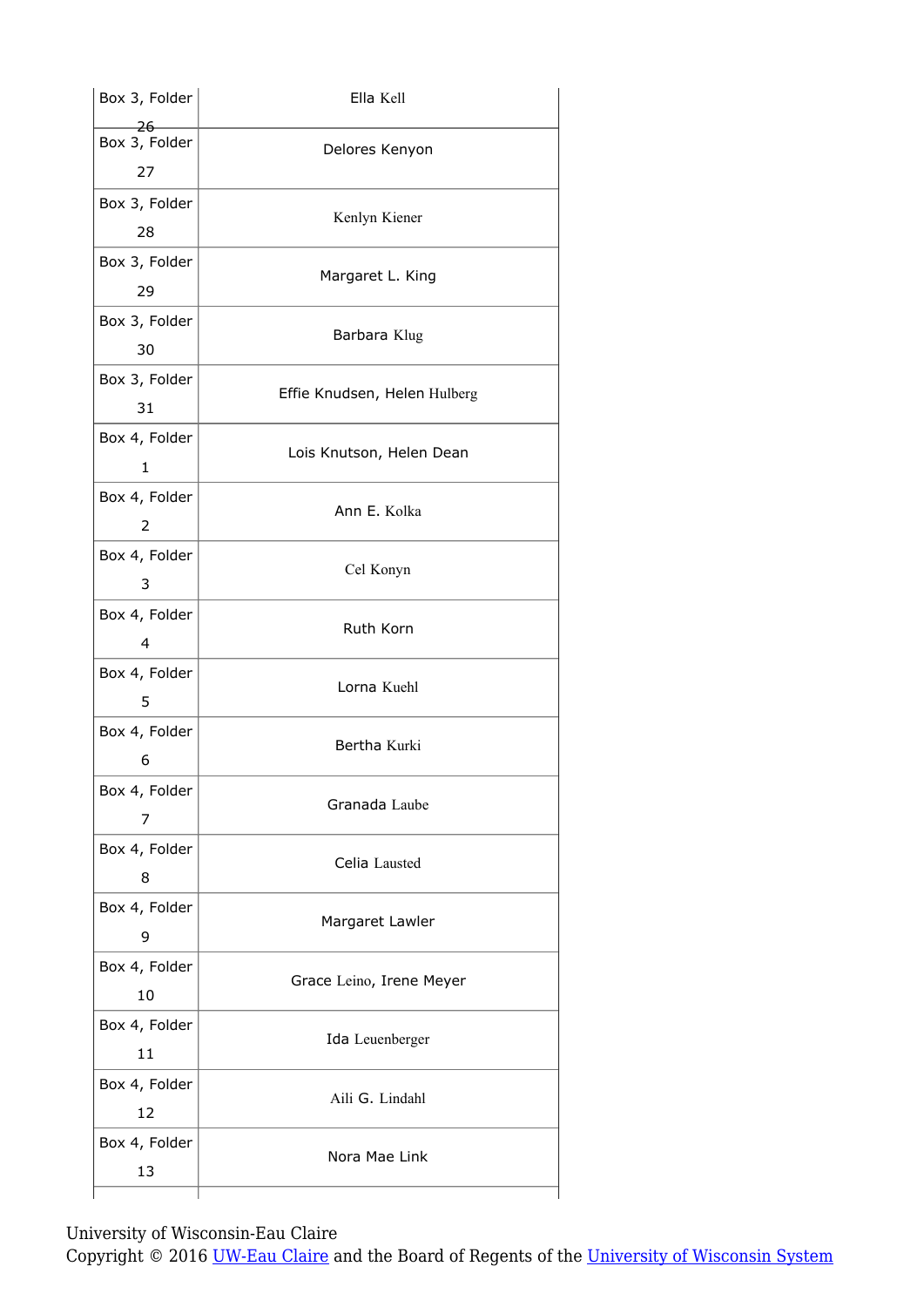| Box 3, Folder 26 | Ella Kell |
|---|---|
| Box 3, Folder 27 | Delores Kenyon |
| Box 3, Folder 28 | Kenlyn Kiener |
| Box 3, Folder 29 | Margaret L. King |
| Box 3, Folder 30 | Barbara Klug |
| Box 3, Folder 31 | Effie Knudsen, Helen Hulberg |
| Box 4, Folder 1 | Lois Knutson, Helen Dean |
| Box 4, Folder 2 | Ann E. Kolka |
| Box 4, Folder 3 | Cel Konyn |
| Box 4, Folder 4 | Ruth Korn |
| Box 4, Folder 5 | Lorna Kuehl |
| Box 4, Folder 6 | Bertha Kurki |
| Box 4, Folder 7 | Granada Laube |
| Box 4, Folder 8 | Celia Lausted |
| Box 4, Folder 9 | Margaret Lawler |
| Box 4, Folder 10 | Grace Leino, Irene Meyer |
| Box 4, Folder 11 | Ida Leuenberger |
| Box 4, Folder 12 | Aili G. Lindahl |
| Box 4, Folder 13 | Nora Mae Link |

University of Wisconsin-Eau Claire
Copyright © 2016 UW-Eau Claire and the Board of Regents of the University of Wisconsin System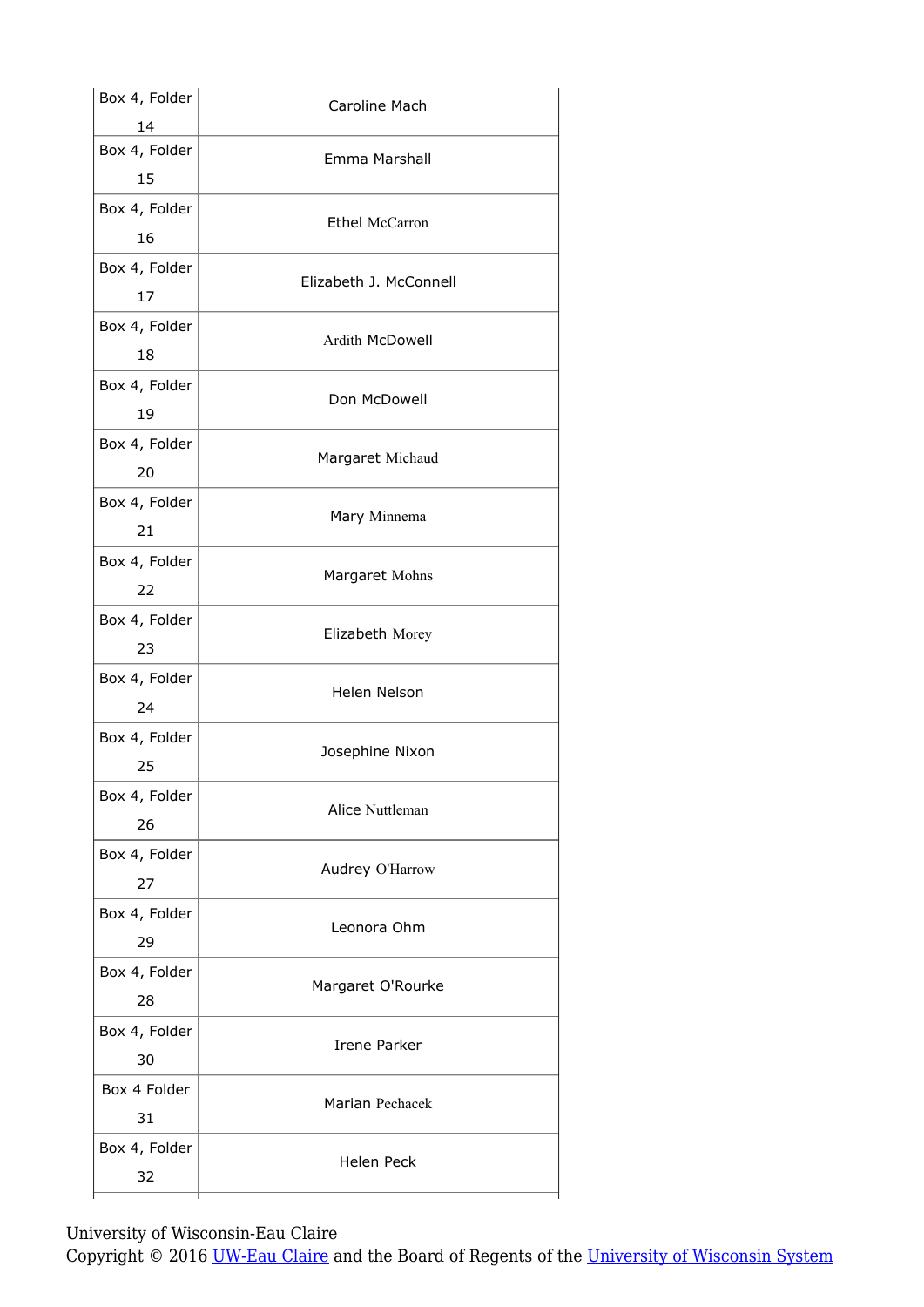| | |
|---|---|
| Box 4, Folder 14 | Caroline Mach |
| Box 4, Folder 15 | Emma Marshall |
| Box 4, Folder 16 | Ethel McCarron |
| Box 4, Folder 17 | Elizabeth J. McConnell |
| Box 4, Folder 18 | Ardith McDowell |
| Box 4, Folder 19 | Don McDowell |
| Box 4, Folder 20 | Margaret Michaud |
| Box 4, Folder 21 | Mary Minnema |
| Box 4, Folder 22 | Margaret Mohns |
| Box 4, Folder 23 | Elizabeth Morey |
| Box 4, Folder 24 | Helen Nelson |
| Box 4, Folder 25 | Josephine Nixon |
| Box 4, Folder 26 | Alice Nuttleman |
| Box 4, Folder 27 | Audrey O'Harrow |
| Box 4, Folder 29 | Leonora Ohm |
| Box 4, Folder 28 | Margaret O'Rourke |
| Box 4, Folder 30 | Irene Parker |
| Box 4 Folder 31 | Marian Pechacek |
| Box 4, Folder 32 | Helen Peck |

University of Wisconsin-Eau Claire
Copyright © 2016 UW-Eau Claire and the Board of Regents of the University of Wisconsin System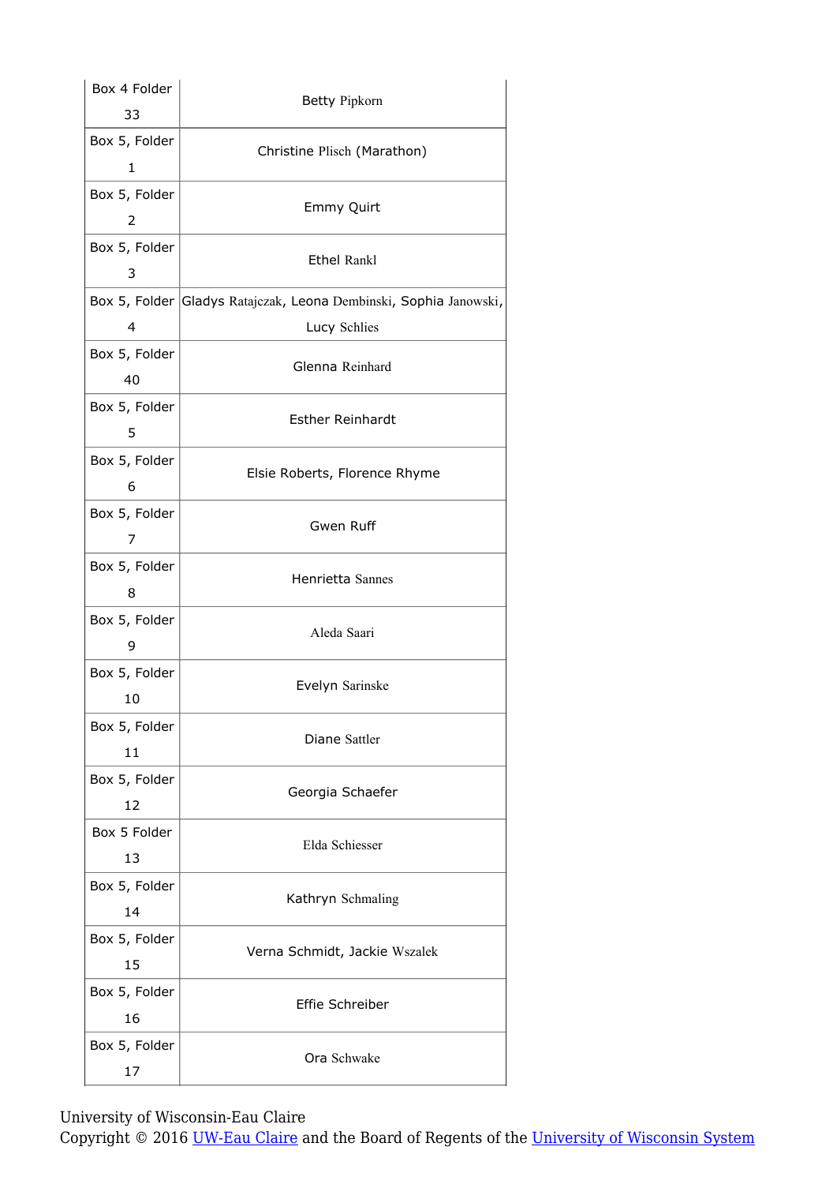| Box 4 Folder 33 | Betty Pipkorn |
|---|---|
| Box 5, Folder 1 | Christine Plisch (Marathon) |
| Box 5, Folder 2 | Emmy Quirt |
| Box 5, Folder 3 | Ethel Rankl |
| Box 5, Folder 4 | Gladys Ratajczak, Leona Dembinski, Sophia Janowski, Lucy Schlies |
| Box 5, Folder 40 | Glenna Reinhard |
| Box 5, Folder 5 | Esther Reinhardt |
| Box 5, Folder 6 | Elsie Roberts, Florence Rhyme |
| Box 5, Folder 7 | Gwen Ruff |
| Box 5, Folder 8 | Henrietta Sannes |
| Box 5, Folder 9 | Aleda Saari |
| Box 5, Folder 10 | Evelyn Sarinske |
| Box 5, Folder 11 | Diane Sattler |
| Box 5, Folder 12 | Georgia Schaefer |
| Box 5 Folder 13 | Elda Schiesser |
| Box 5, Folder 14 | Kathryn Schmaling |
| Box 5, Folder 15 | Verna Schmidt, Jackie Wszalek |
| Box 5, Folder 16 | Effie Schreiber |
| Box 5, Folder 17 | Ora Schwake |

University of Wisconsin-Eau Claire
Copyright © 2016 UW-Eau Claire and the Board of Regents of the University of Wisconsin System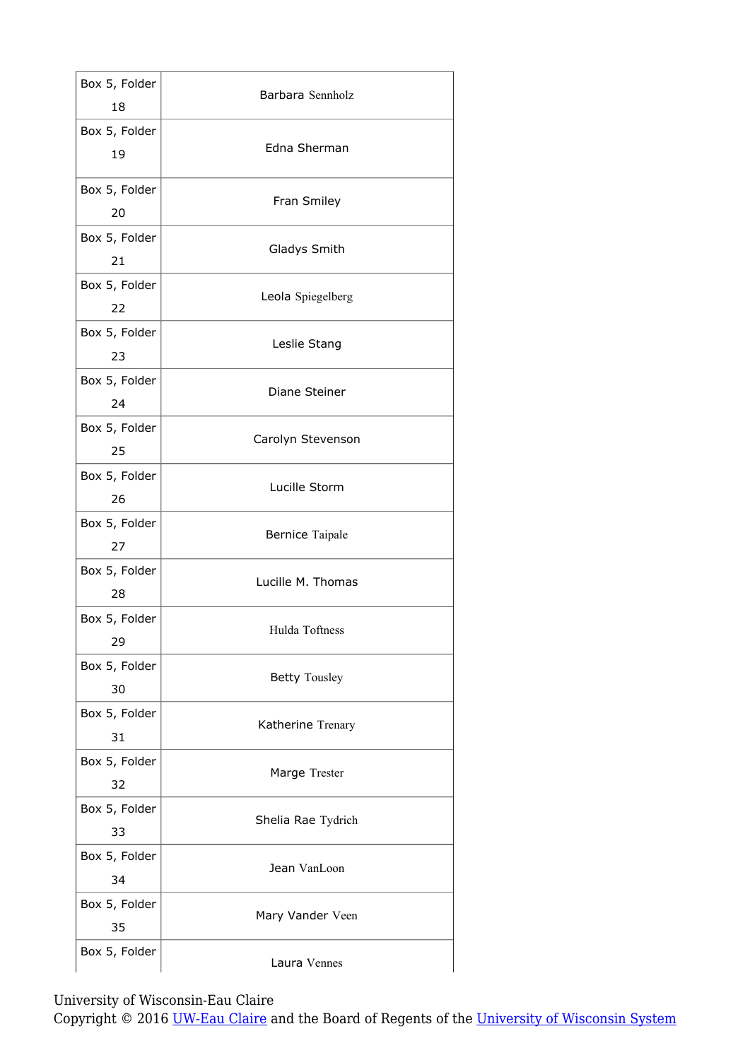| | |
|---|---|
| Box 5, Folder 18 | Barbara Sennholz |
| Box 5, Folder 19 | Edna Sherman |
| Box 5, Folder 20 | Fran Smiley |
| Box 5, Folder 21 | Gladys Smith |
| Box 5, Folder 22 | Leola Spiegelberg |
| Box 5, Folder 23 | Leslie Stang |
| Box 5, Folder 24 | Diane Steiner |
| Box 5, Folder 25 | Carolyn Stevenson |
| Box 5, Folder 26 | Lucille Storm |
| Box 5, Folder 27 | Bernice Taipale |
| Box 5, Folder 28 | Lucille M. Thomas |
| Box 5, Folder 29 | Hulda Toftness |
| Box 5, Folder 30 | Betty Tousley |
| Box 5, Folder 31 | Katherine Trenary |
| Box 5, Folder 32 | Marge Trester |
| Box 5, Folder 33 | Shelia Rae Tydrich |
| Box 5, Folder 34 | Jean VanLoon |
| Box 5, Folder 35 | Mary Vander Veen |
| Box 5, Folder | Laura Vennes |

University of Wisconsin-Eau Claire
Copyright © 2016 UW-Eau Claire and the Board of Regents of the University of Wisconsin System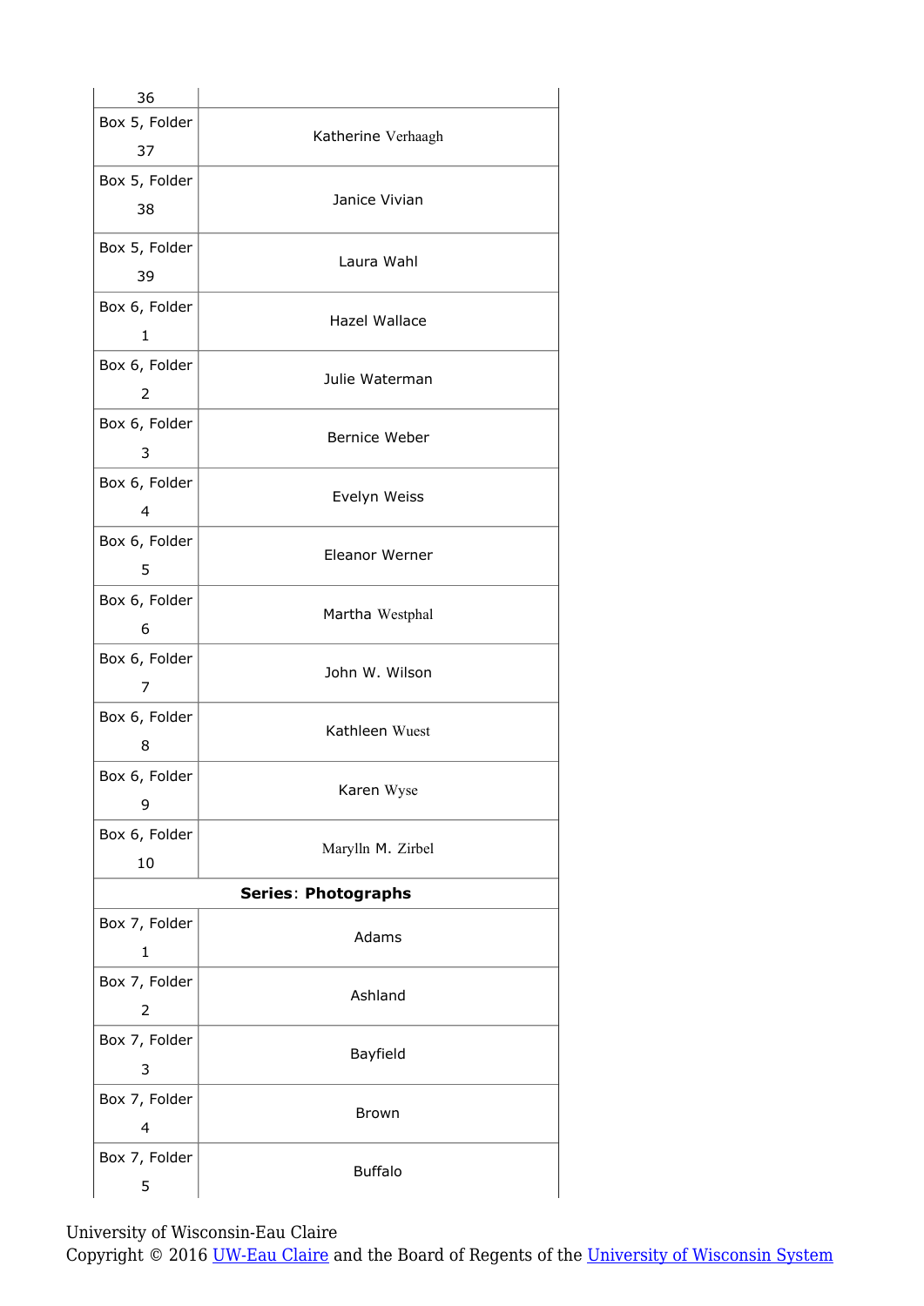| | |
|---|---|
| 36 | |
| Box 5, Folder 37 | Katherine Verhaagh |
| Box 5, Folder 38 | Janice Vivian |
| Box 5, Folder 39 | Laura Wahl |
| Box 6, Folder 1 | Hazel Wallace |
| Box 6, Folder 2 | Julie Waterman |
| Box 6, Folder 3 | Bernice Weber |
| Box 6, Folder 4 | Evelyn Weiss |
| Box 6, Folder 5 | Eleanor Werner |
| Box 6, Folder 6 | Martha Westphal |
| Box 6, Folder 7 | John W. Wilson |
| Box 6, Folder 8 | Kathleen Wuest |
| Box 6, Folder 9 | Karen Wyse |
| Box 6, Folder 10 | Marylln M. Zirbel |
| **Series: Photographs** | |
| Box 7, Folder 1 | Adams |
| Box 7, Folder 2 | Ashland |
| Box 7, Folder 3 | Bayfield |
| Box 7, Folder 4 | Brown |
| Box 7, Folder 5 | Buffalo |

University of Wisconsin-Eau Claire
Copyright © 2016 UW-Eau Claire and the Board of Regents of the University of Wisconsin System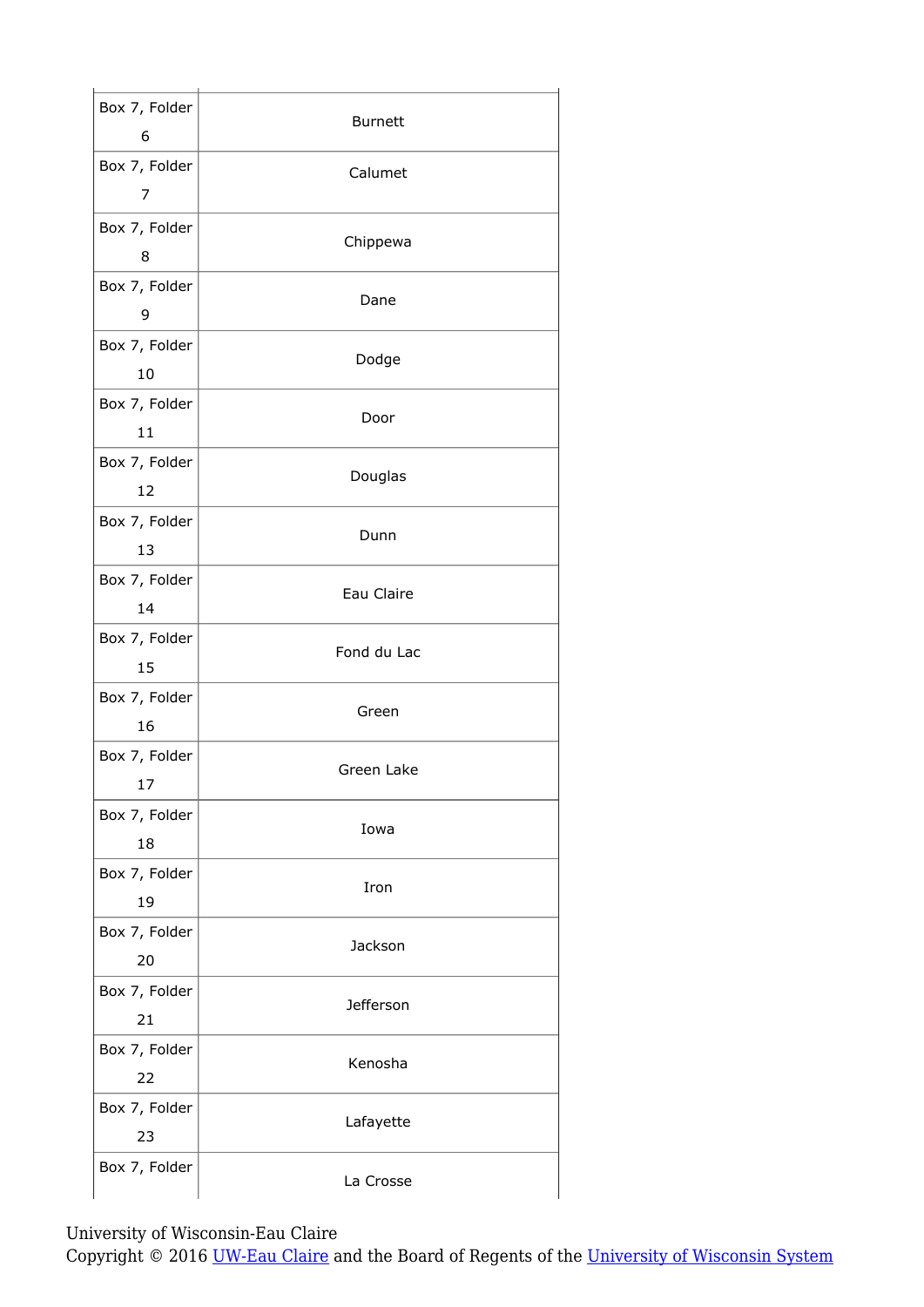| | |
|---|---|
| Box 7, Folder 6 | Burnett |
| Box 7, Folder 7 | Calumet |
| Box 7, Folder 8 | Chippewa |
| Box 7, Folder 9 | Dane |
| Box 7, Folder 10 | Dodge |
| Box 7, Folder 11 | Door |
| Box 7, Folder 12 | Douglas |
| Box 7, Folder 13 | Dunn |
| Box 7, Folder 14 | Eau Claire |
| Box 7, Folder 15 | Fond du Lac |
| Box 7, Folder 16 | Green |
| Box 7, Folder 17 | Green Lake |
| Box 7, Folder 18 | Iowa |
| Box 7, Folder 19 | Iron |
| Box 7, Folder 20 | Jackson |
| Box 7, Folder 21 | Jefferson |
| Box 7, Folder 22 | Kenosha |
| Box 7, Folder 23 | Lafayette |
| Box 7, Folder | La Crosse |

University of Wisconsin-Eau Claire
Copyright © 2016 UW-Eau Claire and the Board of Regents of the University of Wisconsin System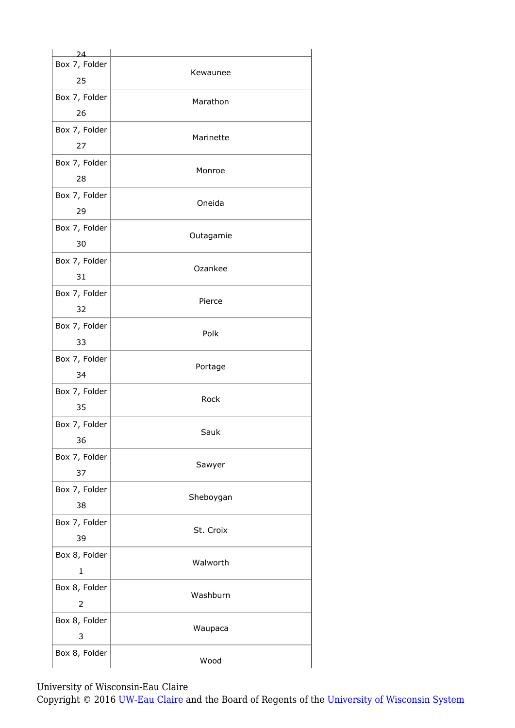| | |
|---|---|
| 24 | |
| Box 7, Folder 25 | Kewaunee |
| Box 7, Folder 26 | Marathon |
| Box 7, Folder 27 | Marinette |
| Box 7, Folder 28 | Monroe |
| Box 7, Folder 29 | Oneida |
| Box 7, Folder 30 | Outagamie |
| Box 7, Folder 31 | Ozankee |
| Box 7, Folder 32 | Pierce |
| Box 7, Folder 33 | Polk |
| Box 7, Folder 34 | Portage |
| Box 7, Folder 35 | Rock |
| Box 7, Folder 36 | Sauk |
| Box 7, Folder 37 | Sawyer |
| Box 7, Folder 38 | Sheboygan |
| Box 7, Folder 39 | St. Croix |
| Box 8, Folder 1 | Walworth |
| Box 8, Folder 2 | Washburn |
| Box 8, Folder 3 | Waupaca |
| Box 8, Folder | Wood |

University of Wisconsin-Eau Claire
Copyright © 2016 UW-Eau Claire and the Board of Regents of the University of Wisconsin System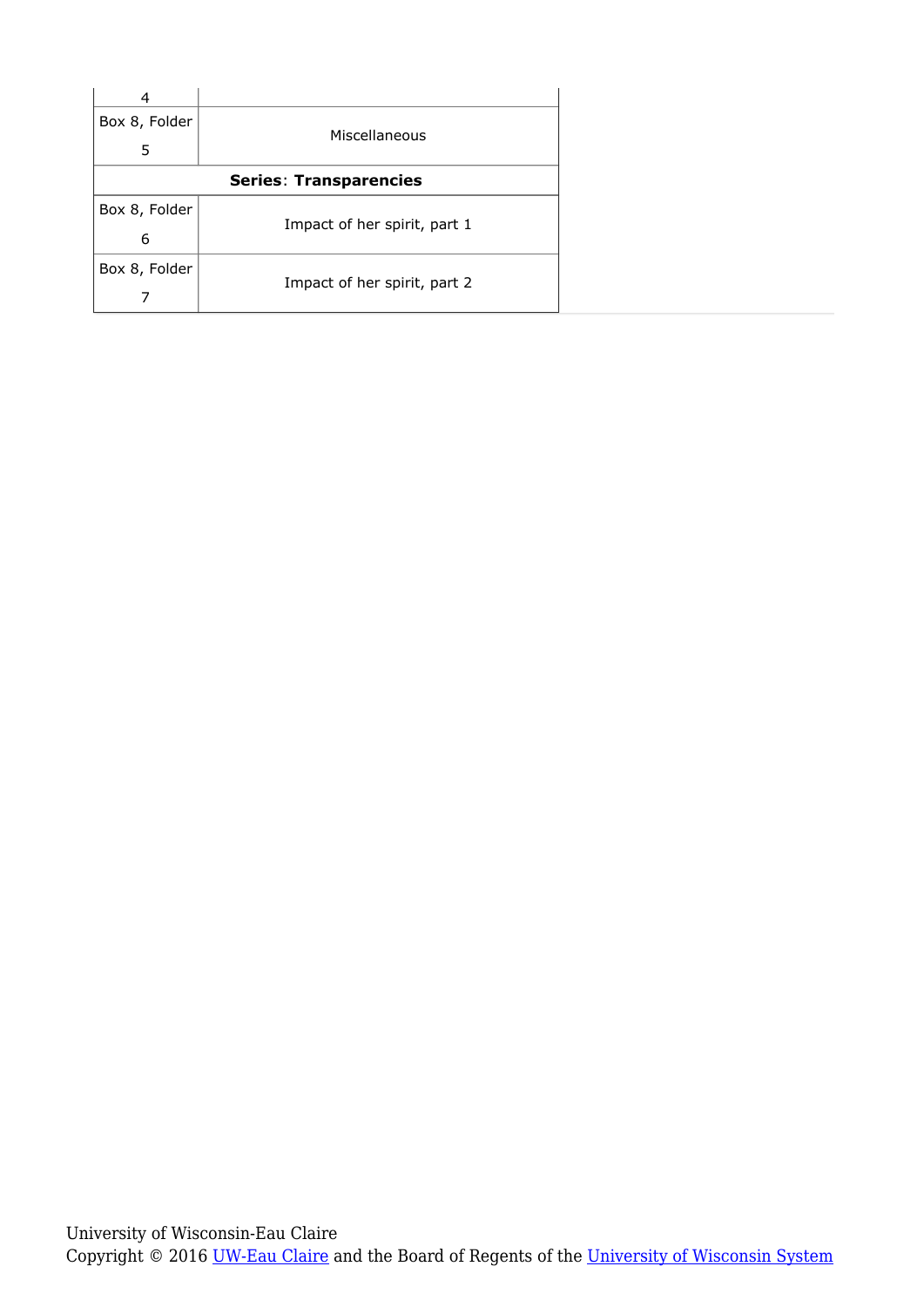| | |
|---|---|
| 4 | |
| Box 8, Folder 5 | Miscellaneous |
| **Series**: **Transparencies** | |
| Box 8, Folder 6 | Impact of her spirit, part 1 |
| Box 8, Folder 7 | Impact of her spirit, part 2 |

University of Wisconsin-Eau Claire
Copyright © 2016 UW-Eau Claire and the Board of Regents of the University of Wisconsin System